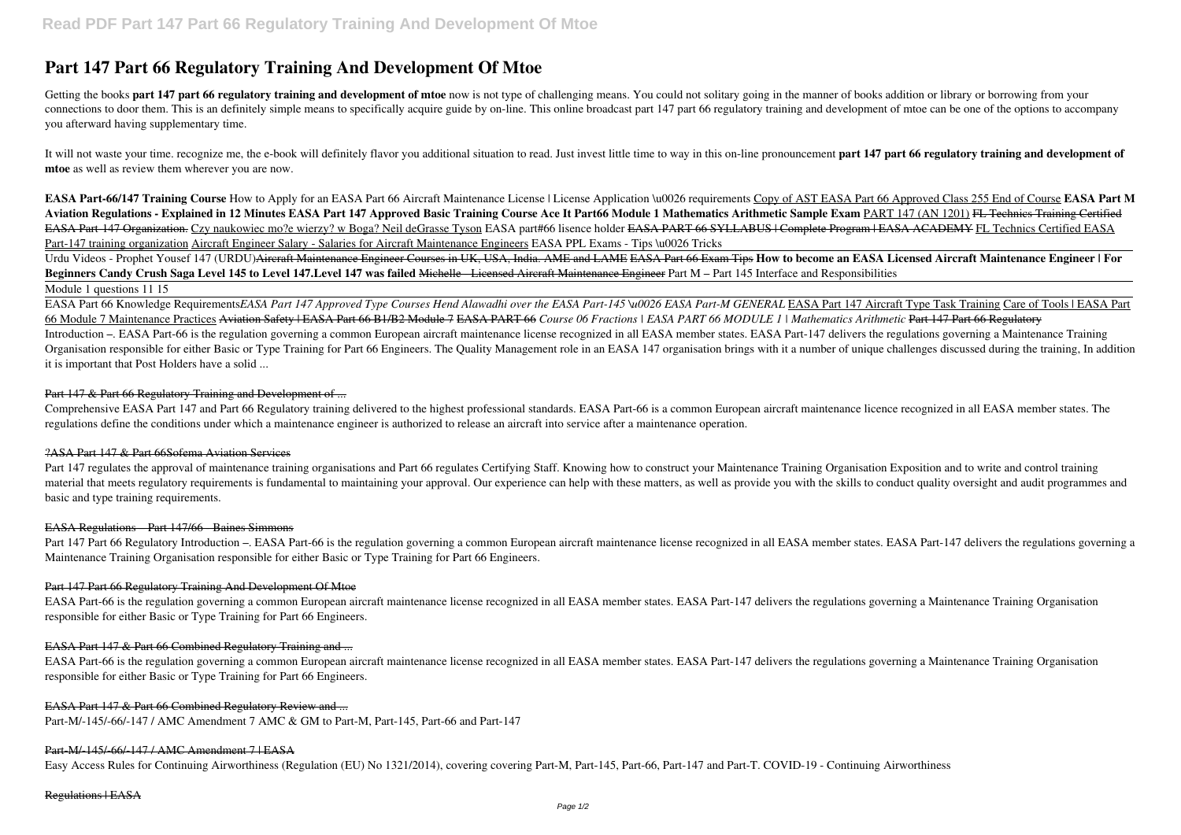# Part 147 Part 66 Regulatory Training And Development Of Mtoe

Getting the books **part 147 part 66 regulatory training and development of mtoe** now is not type of challenging means. You could not solitary going in the manner of books addition or library or borrowing from your connections to door them. This is an definitely simple means to specifically acquire guide by on-line. This online broadcast part 147 part 66 regulatory training and development of mtoe can be one of the options to accompany you afterward having supplementary time.

It will not waste your time. recognize me, the e-book will definitely flavor you additional situation to read. Just invest little time to way in this on-line pronouncement **part 147 part 66 regulatory training and development of mtoe** as well as review them wherever you are now.

**EASA Part-66/147 Training Course** How to Apply for an EASA Part 66 Aircraft Maintenance License | License Application \u0026 requirements Copy of AST EASA Part 66 Approved Class 255 End of Course **EASA Part M Aviation Regulations - Explained in 12 Minutes EASA Part 147 Approved Basic Training Course Ace It Part66 Module 1 Mathematics Arithmetic Sample Exam** PART 147 (AN 1201) ~~FL Technics Training Certified EASA Part-147 Organization.~~ Czy naukowiec mo?e wierzy? w Boga? Neil deGrasse Tyson EASA part#66 lisence holder ~~EASA PART 66 SYLLABUS | Complete Program | EASA ACADEMY~~ FL Technics Certified EASA Part-147 training organization Aircraft Engineer Salary - Salaries for Aircraft Maintenance Engineers EASA PPL Exams - Tips \u0026 Tricks

Urdu Videos - Prophet Yousef 147 (URDU)~~Aircraft Maintenance Engineer Courses in UK, USA, India. AME and LAME~~ **EASA Part 66 Exam Tips** **How to become an EASA Licensed Aircraft Maintenance Engineer | For Beginners Candy Crush Saga Level 145 to Level 147.Level 147 was failed** ~~Michelle - Licensed Aircraft Maintenance Engineer~~ Part M – Part 145 Interface and Responsibilities

Module 1 questions 11 15

EASA Part 66 Knowledge Requirements*EASA Part 147 Approved Type Courses Hend Alawadhi over the EASA Part-145 \u0026 EASA Part-M GENERAL* EASA Part 147 Aircraft Type Task Training Care of Tools | EASA Part 66 Module 7 Maintenance Practices ~~Aviation Safety | EASA Part 66 B1/B2 Module 7~~ ~~EASA PART 66~~ *Course 06 Fractions | EASA PART 66 MODULE 1 | Mathematics Arithmetic* ~~Part 147 Part 66 Regulatory~~

Introduction –. EASA Part-66 is the regulation governing a common European aircraft maintenance license recognized in all EASA member states. EASA Part-147 delivers the regulations governing a Maintenance Training Organisation responsible for either Basic or Type Training for Part 66 Engineers. The Quality Management role in an EASA 147 organisation brings with it a number of unique challenges discussed during the training, In addition it is important that Post Holders have a solid ...

~~Part 147 & Part 66 Regulatory Training and Development of ...~~

Comprehensive EASA Part 147 and Part 66 Regulatory training delivered to the highest professional standards. EASA Part-66 is a common European aircraft maintenance licence recognized in all EASA member states. The regulations define the conditions under which a maintenance engineer is authorized to release an aircraft into service after a maintenance operation.

~~?ASA Part 147 & Part 66Sofema Aviation Services~~

Part 147 regulates the approval of maintenance training organisations and Part 66 regulates Certifying Staff. Knowing how to construct your Maintenance Training Organisation Exposition and to write and control training material that meets regulatory requirements is fundamental to maintaining your approval. Our experience can help with these matters, as well as provide you with the skills to conduct quality oversight and audit programmes and basic and type training requirements.

~~EASA Regulations – Part 147/66 - Baines Simmons~~

Part 147 Part 66 Regulatory Introduction –. EASA Part-66 is the regulation governing a common European aircraft maintenance license recognized in all EASA member states. EASA Part-147 delivers the regulations governing a Maintenance Training Organisation responsible for either Basic or Type Training for Part 66 Engineers.

~~Part 147 Part 66 Regulatory Training And Development Of Mtoe~~

EASA Part-66 is the regulation governing a common European aircraft maintenance license recognized in all EASA member states. EASA Part-147 delivers the regulations governing a Maintenance Training Organisation responsible for either Basic or Type Training for Part 66 Engineers.

~~EASA Part 147 & Part 66 Combined Regulatory Training and ...~~

EASA Part-66 is the regulation governing a common European aircraft maintenance license recognized in all EASA member states. EASA Part-147 delivers the regulations governing a Maintenance Training Organisation responsible for either Basic or Type Training for Part 66 Engineers.

~~EASA Part 147 & Part 66 Combined Regulatory Review and ...~~

Part-M/-145/-66/-147 / AMC Amendment 7 AMC & GM to Part-M, Part-145, Part-66 and Part-147

~~Part-M/-145/-66/-147 / AMC Amendment 7 | EASA~~

Easy Access Rules for Continuing Airworthiness (Regulation (EU) No 1321/2014), covering covering Part-M, Part-145, Part-66, Part-147 and Part-T. COVID-19 - Continuing Airworthiness

~~Regulations | EASA~~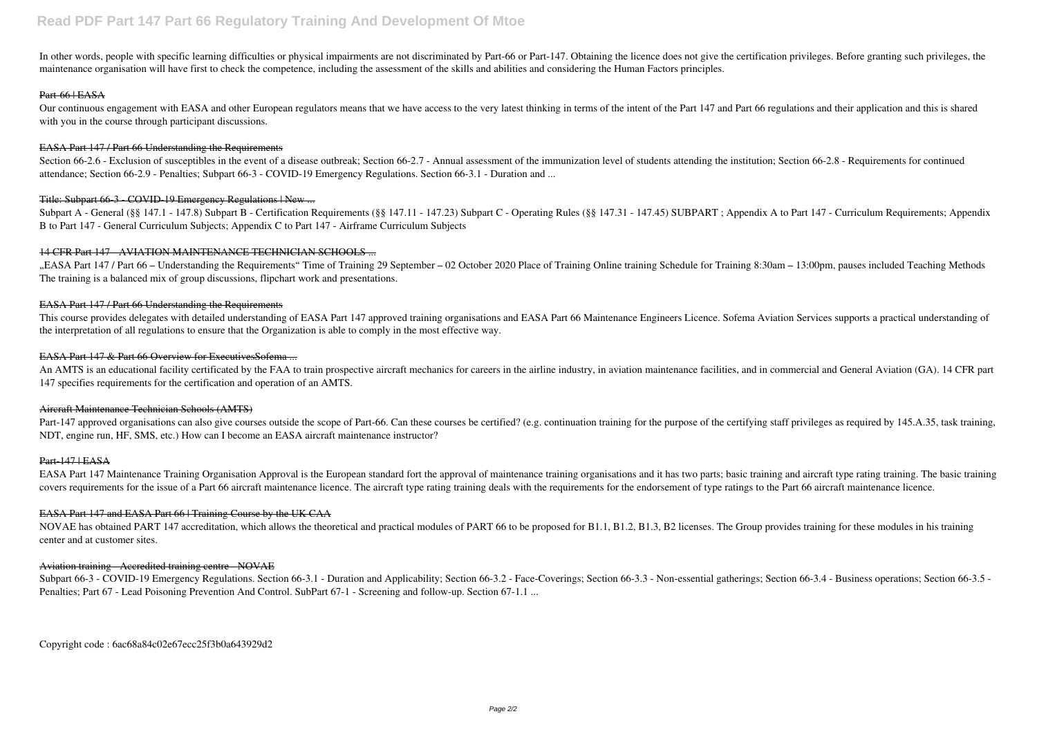In other words, people with specific learning difficulties or physical impairments are not discriminated by Part-66 or Part-147. Obtaining the licence does not give the certification privileges. Before granting such privileges, the maintenance organisation will have first to check the competence, including the assessment of the skills and abilities and considering the Human Factors principles.

## Part-66 | EASA

Our continuous engagement with EASA and other European regulators means that we have access to the very latest thinking in terms of the intent of the Part 147 and Part 66 regulations and their application and this is shared with you in the course through participant discussions.

## EASA Part 147 / Part 66 Understanding the Requirements

Section 66-2.6 - Exclusion of susceptibles in the event of a disease outbreak; Section 66-2.7 - Annual assessment of the immunization level of students attending the institution; Section 66-2.8 - Requirements for continued attendance; Section 66-2.9 - Penalties; Subpart 66-3 - COVID-19 Emergency Regulations. Section 66-3.1 - Duration and ...

## Title: Subpart 66-3 - COVID-19 Emergency Regulations | New ...

Subpart A - General (§§ 147.1 - 147.8) Subpart B - Certification Requirements (§§ 147.11 - 147.23) Subpart C - Operating Rules (§§ 147.31 - 147.45) SUBPART ; Appendix A to Part 147 - Curriculum Requirements; Appendix B to Part 147 - General Curriculum Subjects; Appendix C to Part 147 - Airframe Curriculum Subjects

## 14 CFR Part 147 - AVIATION MAINTENANCE TECHNICIAN SCHOOLS ...

„EASA Part 147 / Part 66 – Understanding the Requirements" Time of Training 29 September – 02 October 2020 Place of Training Online training Schedule for Training 8:30am – 13:00pm, pauses included Teaching Methods The training is a balanced mix of group discussions, flipchart work and presentations.

## EASA Part 147 / Part 66 Understanding the Requirements

This course provides delegates with detailed understanding of EASA Part 147 approved training organisations and EASA Part 66 Maintenance Engineers Licence. Sofema Aviation Services supports a practical understanding of the interpretation of all regulations to ensure that the Organization is able to comply in the most effective way.

## EASA Part 147 & Part 66 Overview for ExecutivesSofema ...

An AMTS is an educational facility certificated by the FAA to train prospective aircraft mechanics for careers in the airline industry, in aviation maintenance facilities, and in commercial and General Aviation (GA). 14 CFR part 147 specifies requirements for the certification and operation of an AMTS.

## Aircraft Maintenance Technician Schools (AMTS)

Part-147 approved organisations can also give courses outside the scope of Part-66. Can these courses be certified? (e.g. continuation training for the purpose of the certifying staff privileges as required by 145.A.35, task training, NDT, engine run, HF, SMS, etc.) How can I become an EASA aircraft maintenance instructor?

## Part-147 | EASA

EASA Part 147 Maintenance Training Organisation Approval is the European standard fort the approval of maintenance training organisations and it has two parts; basic training and aircraft type rating training. The basic training covers requirements for the issue of a Part 66 aircraft maintenance licence. The aircraft type rating training deals with the requirements for the endorsement of type ratings to the Part 66 aircraft maintenance licence.

## EASA Part 147 and EASA Part 66 | Training Course by the UK CAA

NOVAE has obtained PART 147 accreditation, which allows the theoretical and practical modules of PART 66 to be proposed for B1.1, B1.2, B1.3, B2 licenses. The Group provides training for these modules in his training center and at customer sites.

## Aviation training - Accredited training centre - NOVAE

Subpart 66-3 - COVID-19 Emergency Regulations. Section 66-3.1 - Duration and Applicability; Section 66-3.2 - Face-Coverings; Section 66-3.3 - Non-essential gatherings; Section 66-3.4 - Business operations; Section 66-3.5 - Penalties; Part 67 - Lead Poisoning Prevention And Control. SubPart 67-1 - Screening and follow-up. Section 67-1.1 ...

Copyright code : 6ac68a84c02e67ecc25f3b0a643929d2